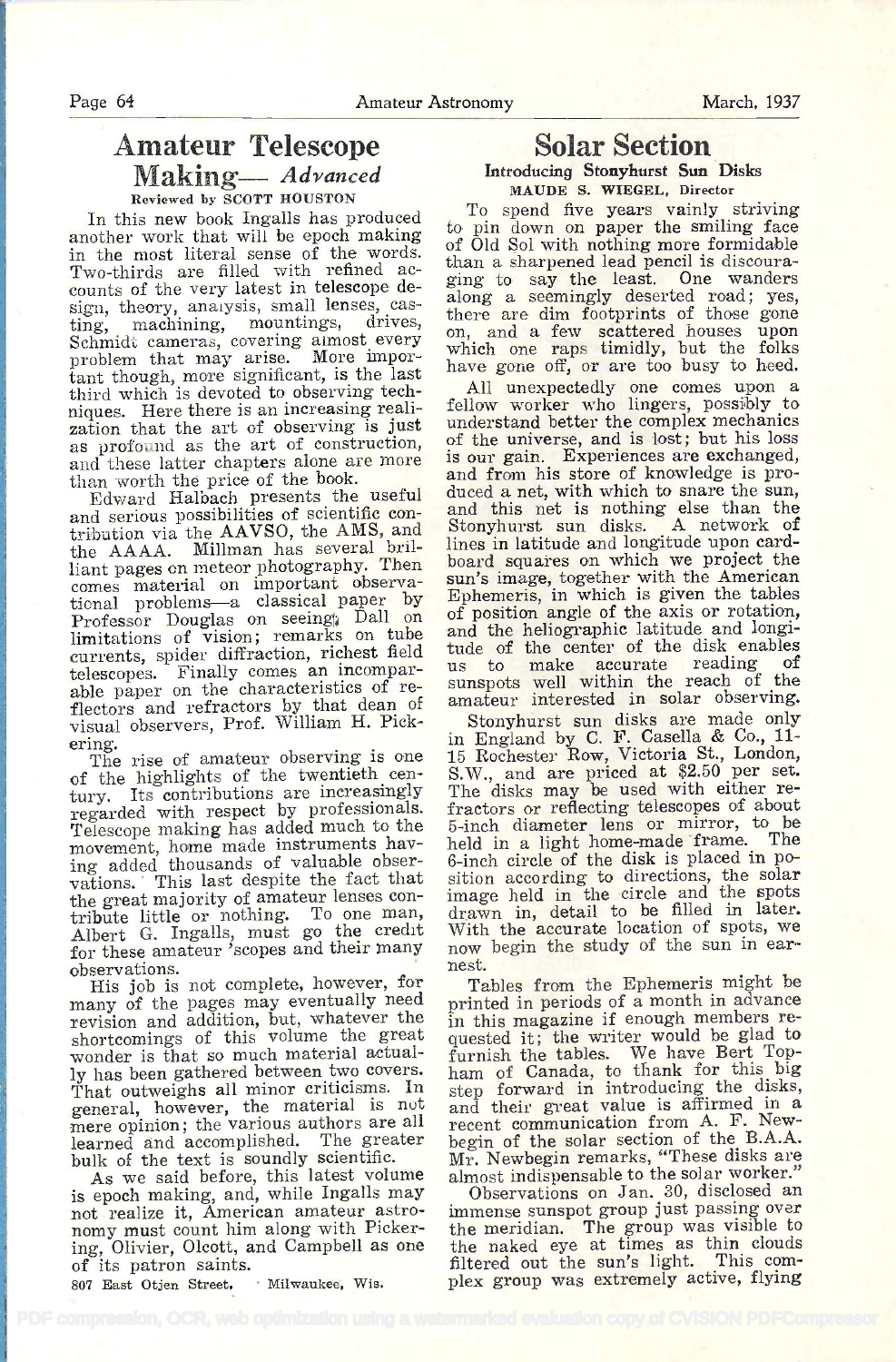## Amateur Telescope Making— *Advanced*

Reviewed by SCOTT HOUSTON

In this new book Ingalls has produced another work that will be epoch making in the most literal sense of the words. Two-thirds are filled with refined accounts of the very latest in telescope design, theory, analysis, small lenses, casting, machining, mountings, drives, Schmidt cameras, covering almost every problem that may arise. More important though, more significant, is the last third which is devoted to observing techniques. Here there is an increasing realization that the art of observing is just as profound as the art of construction, and these latter chapters alone are more than worth the price of the book.

Edward Halbach presents the useful and serious possibilities of scientific contribution via the AAVSO, the AMS, and the AAAA. Millman has several brilliant pages on meteor photography. Then comes material on important observational problems—a classical paper by Professor Douglas on seeing; Dall on limitations of vision; remarks on tube currents, spider diffraction, richest field telescopes. Finally comes an incomparable paper on the characteristics of reflectors and refractors by that dean of visual observers, Prof. William H. Pickering.

The rise of amateur observing is one of the highlights of the twentieth century. Its contributions are increasingly regarded with respect by professionals. Telescope making has added much to the movement, home made instruments having added thousands of valuable observations. This last despite the fact that the great majority of amateur lenses contribute little or nothing. To one man, Albert G. Ingalls, must go the credit for these amateur 'scopes and their many observations.

His job is not complete, however, for many of the pages may eventually need revision and addition, but, whatever the shortcomings of this volume the great wonder is that so much material actually has been gathered between two covers. That outweighs all minor criticisms. In general, however, the material is not mere opinion; the various authors are all learned and accomplished. The greater bulk of the text is soundly scientific.

As we said before, this latest volume is epoch making, and, while Ingalls may not realize it, American amateur astronomy must count him along with Pickering, Olivier, Olcott, and Campbell as one of its patron saints.

807 East Otjen Street. Milwaukee, Wis.

## Solar Section

### Introducing Stonyhurst Sun Disks

MAUDE S. WIEGEL, Director

To spend five years vainly striving to pin down on paper the smiling face of Old Sol with nothing more formidable than a sharpened lead pencil is discouraging to say the least. One wanders along a seemingly deserted road; yes, there are dim footprints of those gone on, and a few scattered houses upon which one raps timidly, but the folks have gone off, or are too busy to heed.

All unexpectedly one comes upon a fellow worker who lingers, possibly to understand better the complex mechanics of the universe, and is lost; but his loss is our gain. Experiences are exchanged, and from his store of knowledge is produced a net, with which to snare the sun, and this net is nothing else than the Stonyhurst sun disks. A network of lines in latitude and longitude upon cardboard squares on which we project the sun's image, together with the American Ephemeris, in which is given the tables of position angle of the axis or rotation, and the heliographic latitude and longitude of the center of the disk enables us to make accurate reading of sunspots well within the reach of the amateur interested in solar observing.

Stonyhurst sun disks are made only in England by C. F. Casella & Co., 11-15 Rochester Row, Victoria St., London, S.W., and are priced at $2.50 per set. The disks may be used with either refractors or reflecting telescopes of about 5-inch diameter lens or mirror, to be held in a light home-made frame. The 6-inch circle of the disk is placed in position according to directions, the solar image held in the circle and the spots drawn in, detail to be filled in later. With the accurate location of spots, we now begin the study of the sun in earnest.

Tables from the Ephemeris might be printed in periods of a month in advance in this magazine if enough members requested it; the writer would be glad to furnish the tables. We have Bert Topham of Canada, to thank for this big step forward in introducing the disks, and their great value is affirmed in a recent communication from A. F. Newbegin of the solar section of the B.A.A. Mr. Newbegin remarks, "These disks are almost indispensable to the solar worker."

Observations on Jan. 30, disclosed an immense sunspot group just passing over the meridian. The group was visible to the naked eye at times as thin clouds filtered out the sun's light. This complex group was extremely active, flying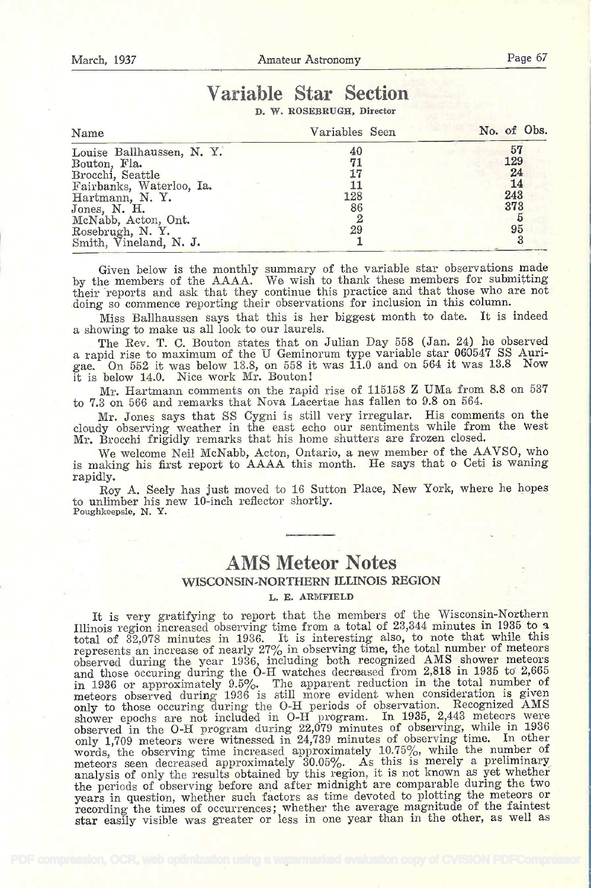# Variable Star Section

D. W. ROSEBRUGH, Director

| Name | Variables Seen | No. of Obs. |
|---|---|---|
| Louise Ballhaussen, N. Y. | 40 | 57 |
| Bouton, Fla. | 71 | 129 |
| Brocchi, Seattle | 17 | 24 |
| Fairbanks, Waterloo, Ia. | 11 | 14 |
| Hartmann, N. Y. | 128 | 243 |
| Jones, N. H. | 86 | 373 |
| McNabb, Acton, Ont. | 2 | 5 |
| Rosebrugh, N. Y. | 29 | 95 |
| Smith, Vineland, N. J. | 1 | 3 |

Given below is the monthly summary of the variable star observations made by the members of the AAAA. We wish to thank these members for submitting their reports and ask that they continue this practice and that those who are not doing so commence reporting their observations for inclusion in this column.

Miss Ballhaussen says that this is her biggest month to date. It is indeed a showing to make us all look to our laurels.

The Rev. T. C. Bouton states that on Julian Day 558 (Jan. 24) he observed a rapid rise to maximum of the U Geminorum type variable star 060547 SS Aurigae. On 552 it was below 13.8, on 558 it was 11.0 and on 564 it was 13.8 Now it is below 14.0. Nice work Mr. Bouton!

Mr. Hartmann comments on the rapid rise of 115158 Z UMa from 8.8 on 537 to 7.3 on 566 and remarks that Nova Lacertae has fallen to 9.8 on 564.

Mr. Jones says that SS Cygni is still very irregular. His comments on the cloudy observing weather in the east echo our sentiments while from the west Mr. Brocchi frigidly remarks that his home shutters are frozen closed.

We welcome Neil McNabb, Acton, Ontario, a new member of the AAVSO, who is making his first report to AAAA this month. He says that o Ceti is waning rapidly.

Roy A. Seely has just moved to 16 Sutton Place, New York, where he hopes to unlimber his new 10-inch reflector shortly.

Poughkeepsie, N. Y.

# AMS Meteor Notes

## WISCONSIN-NORTHERN ILLINOIS REGION

L. E. ARMFIELD

It is very gratifying to report that the members of the Wisconsin-Northern Illinois region increased observing time from a total of 23,344 minutes in 1935 to a total of 32,078 minutes in 1936. It is interesting also, to note that while this represents an increase of nearly 27% in observing time, the total number of meteors observed during the year 1936, including both recognized AMS shower meteors and those occuring during the O-H watches decreased from 2,818 in 1935 to 2,665 in 1936 or approximately 9.5%. The apparent reduction in the total number of meteors observed during 1936 is still more evident when consideration is given only to those occuring during the O-H periods of observation. Recognized AMS shower epochs are not included in O-H program. In 1935, 2,443 meteors were observed in the O-H program during 22,079 minutes of observing, while in 1936 only 1,709 meteors were witnessed in 24,739 minutes of observing time. In other words, the observing time increased approximately 10.75%, while the number of meteors seen decreased approximately 30.05%. As this is merely a preliminary analysis of only the results obtained by this region, it is not known as yet whether the periods of observing before and after midnight are comparable during the two years in question, whether such factors as time devoted to plotting the meteors or recording the times of occurrences; whether the average magnitude of the faintest star easily visible was greater or less in one year than in the other, as well as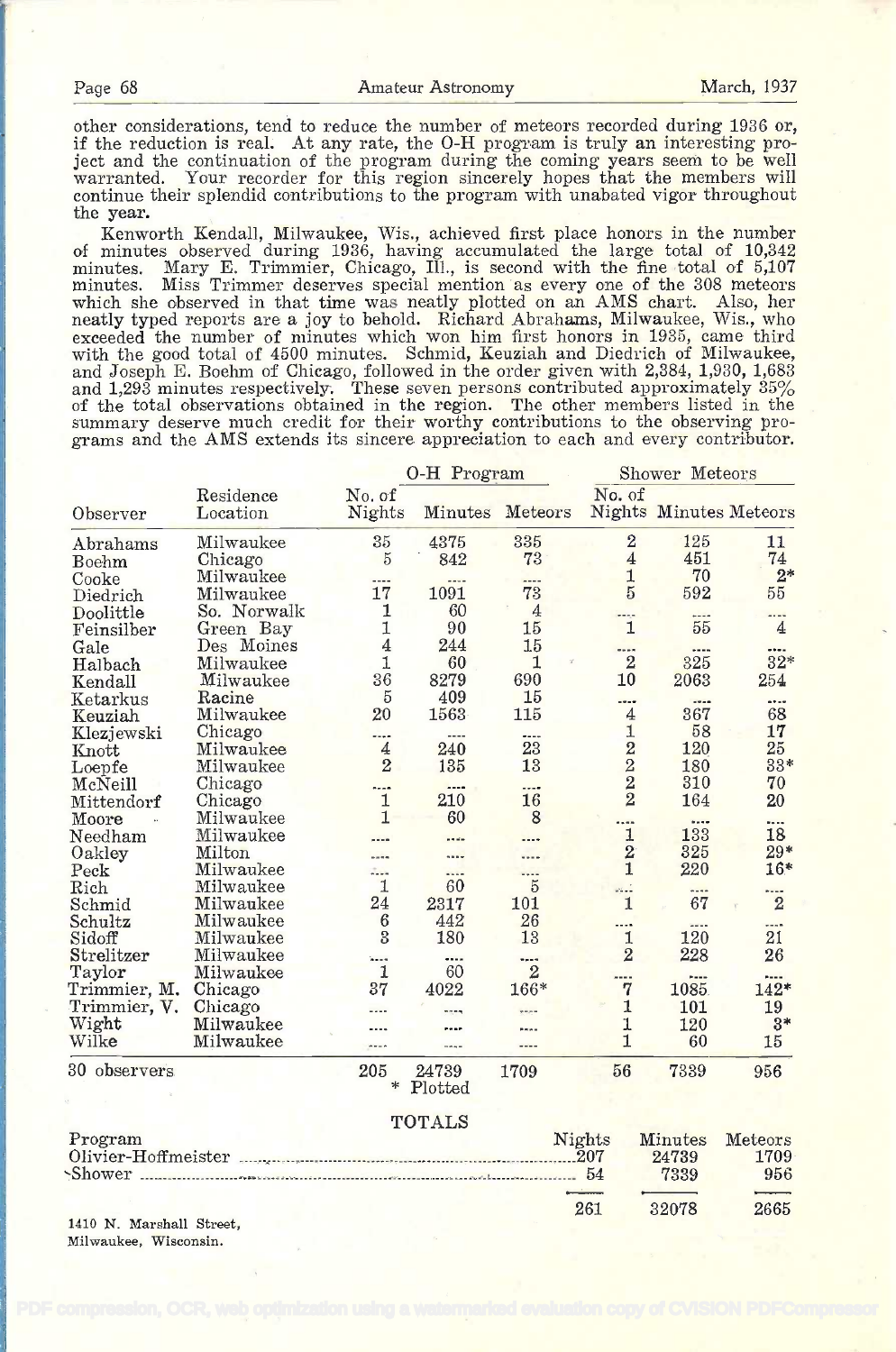other considerations, tend to reduce the number of meteors recorded during 1936 or, if the reduction is real. At any rate, the O-H program is truly an interesting project and the continuation of the program during the coming years seem to be well warranted. Your recorder for this region sincerely hopes that the members will continue their splendid contributions to the program with unabated vigor throughout the year.

Kenworth Kendall, Milwaukee, Wis., achieved first place honors in the number of minutes observed during 1936, having accumulated the large total of 10,342 minutes. Mary E. Trimmier, Chicago, Ill., is second with the fine total of 5,107 minutes. Miss Trimmer deserves special mention as every one of the 308 meteors which she observed in that time was neatly plotted on an AMS chart. Also, her neatly typed reports are a joy to behold. Richard Abrahams, Milwaukee, Wis., who exceeded the number of minutes which won him first honors in 1935, came third with the good total of 4500 minutes. Schmid, Keuziah and Diedrich of Milwaukee, and Joseph E. Boehm of Chicago, followed in the order given with 2,384, 1,930, 1,683 and 1,293 minutes respectively. These seven persons contributed approximately 35% of the total observations obtained in the region. The other members listed in the summary deserve much credit for their worthy contributions to the observing programs and the AMS extends its sincere appreciation to each and every contributor.

| Observer | Residence Location | O-H Program No. of Nights | O-H Program Minutes | O-H Program Meteors | Shower Meteors No. of Nights | Shower Meteors Minutes | Shower Meteors Meteors |
|---|---|---|---|---|---|---|---|
| Abrahams | Milwaukee | 35 | 4375 | 335 | 2 | 125 | 11 |
| Boehm | Chicago | 5 | 842 | 73 | 4 | 451 | 74 |
| Cooke | Milwaukee | .... | .... | .... | 1 | 70 | 2* |
| Diedrich | Milwaukee | 17 | 1091 | 73 | 5 | 592 | 55 |
| Doolittle | So. Norwalk | 1 | 60 | 4 | .... | .... | .... |
| Feinsilber | Green Bay | 1 | 90 | 15 | 1 | 55 | 4 |
| Gale | Des Moines | 4 | 244 | 15 | .... | .... | .... |
| Halbach | Milwaukee | 1 | 60 | 1 | 2 | 325 | 32* |
| Kendall | Milwaukee | 36 | 8279 | 690 | 10 | 2063 | 254 |
| Ketarkus | Racine | 5 | 409 | 15 | .... | .... | .... |
| Keuziah | Milwaukee | 20 | 1563 | 115 | 4 | 367 | 68 |
| Klezjewski | Chicago | .... | .... | .... | 1 | 58 | 17 |
| Knott | Milwaukee | 4 | 240 | 23 | 2 | 120 | 25 |
| Loepfe | Milwaukee | 2 | 135 | 13 | 2 | 180 | 33* |
| McNeill | Chicago | .... | .... | .... | 2 | 310 | 70 |
| Mittendorf | Chicago | 1 | 210 | 16 | 2 | 164 | 20 |
| Moore | Milwaukee | 1 | 60 | 8 | .... | .... | .... |
| Needham | Milwaukee | .... | .... | .... | 1 | 133 | 18 |
| Oakley | Milton | .... | .... | .... | 2 | 325 | 29* |
| Peck | Milwaukee | .... | .... | .... | 1 | 220 | 16* |
| Rich | Milwaukee | 1 | 60 | 5 | .... | .... | .... |
| Schmid | Milwaukee | 24 | 2317 | 101 | 1 | 67 | 2 |
| Schultz | Milwaukee | 6 | 442 | 26 | .... | .... | .... |
| Sidoff | Milwaukee | 3 | 180 | 13 | 1 | 120 | 21 |
| Strelitzer | Milwaukee | .... | .... | .... | 2 | 228 | 26 |
| Taylor | Milwaukee | 1 | 60 | 2 | .... | .... | .... |
| Trimmier, M. | Chicago | 37 | 4022 | 166* | 7 | 1085 | 142* |
| Trimmier, V. | Chicago | .... | .... | .... | 1 | 101 | 19 |
| Wight | Milwaukee | .... | .... | .... | 1 | 120 | 3* |
| Wilke | Milwaukee | .... | .... | .... | 1 | 60 | 15 |
| 30 observers | | 205 | 24739 | 1709 | 56 | 7339 | 956 |

\* Plotted

TOTALS

| Program | Nights | Minutes | Meteors |
|---|---|---|---|
| Olivier-Hoffmeister | 207 | 24739 | 1709 |
| Shower | 54 | 7339 | 956 |
| | 261 | 32078 | 2665 |

1410 N. Marshall Street,
Milwaukee, Wisconsin.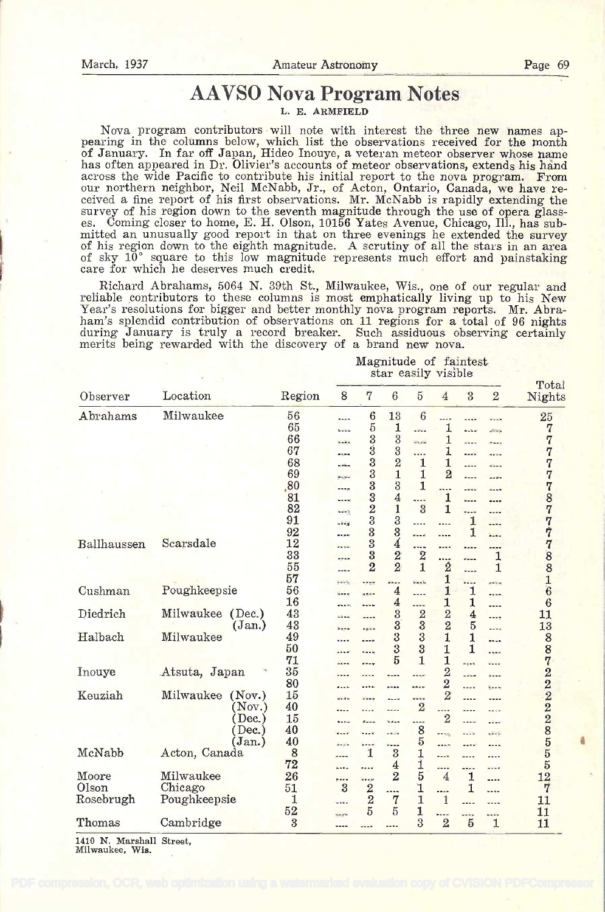# AAVSO Nova Program Notes

L. E. ARMFIELD

Nova program contributors will note with interest the three new names appearing in the columns below, which list the observations received for the month of January. In far off Japan, Hideo Inouye, a veteran meteor observer whose name has often appeared in Dr. Olivier's accounts of meteor observations, extends his hand across the wide Pacific to contribute his initial report to the nova program. From our northern neighbor, Neil McNabb, Jr., of Acton, Ontario, Canada, we have received a fine report of his first observations. Mr. McNabb is rapidly extending the survey of his region down to the seventh magnitude through the use of opera glasses. Coming closer to home, E. H. Olson, 10156 Yates Avenue, Chicago, Ill., has submitted an unusually good report in that on three evenings he extended the survey of his region down to the eighth magnitude. A scrutiny of all the stars in an area of sky 10° square to this low magnitude represents much effort and painstaking care for which he deserves much credit.

Richard Abrahams, 5064 N. 39th St., Milwaukee, Wis., one of our regular and reliable contributors to these columns is most emphatically living up to his New Year's resolutions for bigger and better monthly nova program reports. Mr. Abraham's splendid contribution of observations on 11 regions for a total of 96 nights during January is truly a record breaker. Such assiduous observing certainly merits being rewarded with the discovery of a brand new nova.

| Observer | Location | Region | Magnitude of faintest star easily visible | | | | | | | Total Nights |
|---|---|---|---|---|---|---|---|---|---|---|
| | | | 8 | 7 | 6 | 5 | 4 | 3 | 2 | |
| Abrahams | Milwaukee | 56 | ---- | 6 | 13 | 6 | ---- | ---- | ---- | 25 |
| | | 65 | ---- | 5 | 1 | ---- | 1 | ---- | ---- | 7 |
| | | 66 | ---- | 3 | 3 | ---- | 1 | ---- | ---- | 7 |
| | | 67 | ---- | 3 | 3 | ---- | 1 | ---- | ---- | 7 |
| | | 68 | ---- | 3 | 2 | 1 | 1 | ---- | ---- | 7 |
| | | 69 | ---- | 3 | 1 | 1 | 2 | ---- | ---- | 7 |
| | | 80 | ---- | 3 | 3 | 1 | ---- | ---- | ---- | 7 |
| | | 81 | ---- | 3 | 4 | ---- | 1 | ---- | ---- | 8 |
| | | 82 | ---- | 2 | 1 | 3 | 1 | ---- | ---- | 7 |
| | | 91 | ---- | 3 | 3 | ---- | ---- | 1 | ---- | 7 |
| | | 92 | ---- | 3 | 3 | ---- | ---- | 1 | ---- | 7 |
| Ballhaussen | Scarsdale | 12 | ---- | 3 | 4 | ---- | ---- | ---- | ---- | 7 |
| | | 33 | ---- | 3 | 2 | 2 | ---- | ---- | 1 | 8 |
| | | 55 | ---- | 2 | 2 | 1 | 2 | ---- | 1 | 8 |
| | | 57 | ---- | ---- | ---- | ---- | 1 | ---- | ---- | 1 |
| Cushman | Poughkeepsie | 56 | ---- | ---- | 4 | ---- | 1 | 1 | ---- | 6 |
| | | 16 | ---- | ---- | 4 | ---- | 1 | 1 | ---- | 6 |
| Diedrich | Milwaukee (Dec.) | 43 | ---- | ---- | 3 | 2 | 2 | 4 | ---- | 11 |
| | (Jan.) | 43 | ---- | ---- | 3 | 3 | 2 | 5 | ---- | 13 |
| Halbach | Milwaukee | 49 | ---- | ---- | 3 | 3 | 1 | 1 | ---- | 8 |
| | | 50 | ---- | ---- | 3 | 3 | 1 | 1 | ---- | 8 |
| | | 71 | ---- | ---- | 5 | 1 | 1 | ---- | ---- | 7 |
| Inouye | Atsuta, Japan | 35 | ---- | ---- | ---- | ---- | 2 | ---- | ---- | 2 |
| | | 80 | ---- | ---- | ---- | ---- | 2 | ---- | ---- | 2 |
| Keuziah | Milwaukee (Nov.) | 15 | ---- | ---- | ---- | ---- | 2 | ---- | ---- | 2 |
| | (Nov.) | 40 | ---- | ---- | ---- | 2 | ---- | ---- | ---- | 2 |
| | (Dec.) | 15 | ---- | ---- | ---- | ---- | 2 | ---- | ---- | 2 |
| | (Dec.) | 40 | ---- | ---- | ---- | 8 | ---- | ---- | ---- | 8 |
| | (Jan.) | 40 | ---- | ---- | ---- | 5 | ---- | ---- | ---- | 5 |
| McNabb | Acton, Canada | 8 | ---- | 1 | 3 | 1 | ---- | ---- | ---- | 5 |
| | | 72 | ---- | ---- | 4 | 1 | ---- | ---- | ---- | 5 |
| Moore | Milwaukee | 26 | ---- | ---- | 2 | 5 | 4 | 1 | ---- | 12 |
| Olson | Chicago | 51 | 3 | 2 | ---- | 1 | ---- | 1 | ---- | 7 |
| Rosebrugh | Poughkeepsie | 1 | ---- | 2 | 7 | 1 | 1 | ---- | ---- | 11 |
| | | 52 | ---- | 5 | 5 | 1 | ---- | ---- | ---- | 11 |
| Thomas | Cambridge | 3 | ---- | ---- | ---- | 3 | 2 | 5 | 1 | 11 |

1410 N. Marshall Street,
Milwaukee, Wis.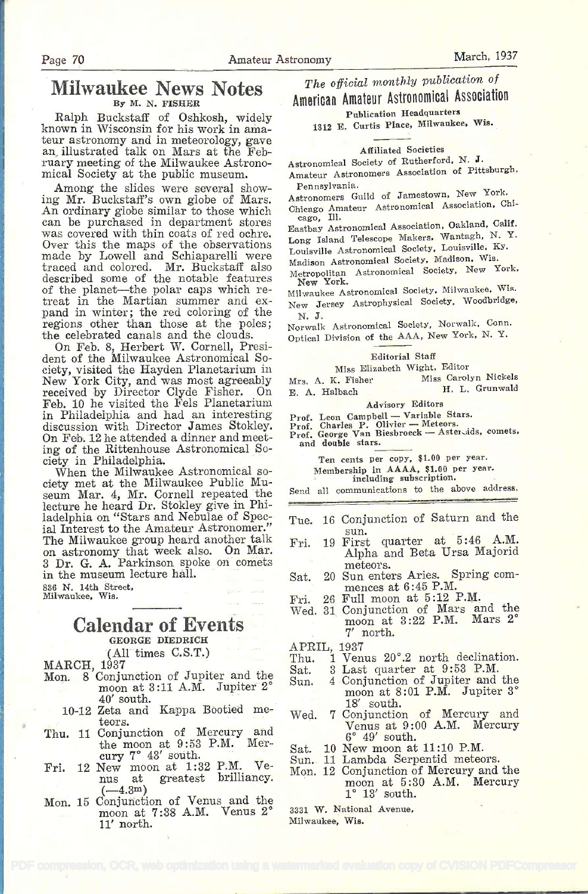## Milwaukee News Notes

By M. N. FISHER

Ralph Buckstaff of Oshkosh, widely known in Wisconsin for his work in amateur astronomy and in meteorology, gave an illustrated talk on Mars at the February meeting of the Milwaukee Astronomical Society at the public museum.

Among the slides were several showing Mr. Buckstaff's own globe of Mars. An ordinary globe similar to those which can be purchased in department stores was covered with thin coats of red ochre. Over this the maps of the observations made by Lowell and Schiaparelli were traced and colored. Mr. Buckstaff also described some of the notable features of the planet—the polar caps which retreat in the Martian summer and expand in winter; the red coloring of the regions other than those at the poles; the celebrated canals and the clouds.

On Feb. 8, Herbert W. Cornell, President of the Milwaukee Astronomical Society, visited the Hayden Planetarium in New York City, and was most agreeably received by Director Clyde Fisher. On Feb. 10 he visited the Fels Planetarium in Philadelphia and had an interesting discussion with Director James Stokley. On Feb. 12 he attended a dinner and meeting of the Rittenhouse Astronomical Society in Philadelphia.

When the Milwaukee Astronomical society met at the Milwaukee Public Museum Mar. 4, Mr. Cornell repeated the lecture he heard Dr. Stokley give in Philadelphia on "Stars and Nebulae of Special Interest to the Amateur Astronomer." The Milwaukee group heard another talk on astronomy that week also. On Mar. 3 Dr. G. A. Parkinson spoke on comets in the museum lecture hall.

836 N. 14th Street,
Milwaukee, Wis.

## Calendar of Events

GEORGE DIEDRICH

(All times C.S.T.)

MARCH, 1937

- Mon. 8 Conjunction of Jupiter and the moon at 3:11 A.M. Jupiter 2° 40′ south.
- 10-12 Zeta and Kappa Bootied meteors.
- Thu. 11 Conjunction of Mercury and the moon at 9:53 P.M. Mercury 7° 43′ south.
- Fri. 12 New moon at 1:32 P.M. Venus at greatest brilliancy. (—4.3m)
- Mon. 15 Conjunction of Venus and the moon at 7:38 A.M. Venus 2° 11′ north.
- Tue. 16 Conjunction of Saturn and the sun.
- Fri. 19 First quarter at 5:46 A.M. Alpha and Beta Ursa Majorid meteors.
- Sat. 20 Sun enters Aries. Spring commences at 6:45 P.M.
- Fri. 26 Full moon at 5:12 P.M.
- Wed. 31 Conjunction of Mars and the moon at 3:22 P.M. Mars 2° 7′ north.

APRIL, 1937

- Thu. 1 Venus 20°.2 north declination.
- Sat. 3 Last quarter at 9:53 P.M.
- Sun. 4 Conjunction of Jupiter and the moon at 8:01 P.M. Jupiter 3° 18′ south.
- Wed. 7 Conjunction of Mercury and Venus at 9:00 A.M. Mercury 6° 49′ south.
- Sat. 10 New moon at 11:10 P.M.
- Sun. 11 Lambda Serpentid meteors.
- Mon. 12 Conjunction of Mercury and the moon at 5:30 A.M. Mercury 1° 13′ south.

3331 W. National Avenue,
Milwaukee, Wis.

*The official monthly publication of*

**American Amateur Astronomical Association**

Publication Headquarters
1312 E. Curtis Place, Milwaukee, Wis.

**Affiliated Societies**

Astronomical Society of Rutherford, N. J.
Amateur Astronomers Association of Pittsburgh, Pennsylvania.
Astronomers Guild of Jamestown, New York.
Chicago Amateur Astronomical Association, Chicago, Ill.
Eastbay Astronomical Association, Oakland, Calif.
Long Island Telescope Makers, Wantagh, N. Y.
Louisville Astronomical Society, Louisville, Ky.
Madison Astronomical Society, Madison, Wis.
Metropolitan Astronomical Society, New York, New York.
Milwaukee Astronomical Society, Milwaukee, Wis.
New Jersey Astrophysical Society, Woodbridge, N. J.
Norwalk Astronomical Society, Norwalk, Conn.
Optical Division of the AAA, New York, N. Y.

**Editorial Staff**

Miss Elizabeth Wight, Editor
Mrs. A. K. Fisher — Miss Carolyn Nickels
E. A. Halbach — H. L. Grunwald

**Advisory Editors**

Prof. Leon Campbell — Variable Stars.
Prof. Charles P. Olivier — Meteors.
Prof. George Van Biesbroeck — Asteroids, comets, and double stars.

Ten cents per copy, $1.00 per year.
Membership in AAAA, $1.00 per year. including subscription.
Send all communications to the above address.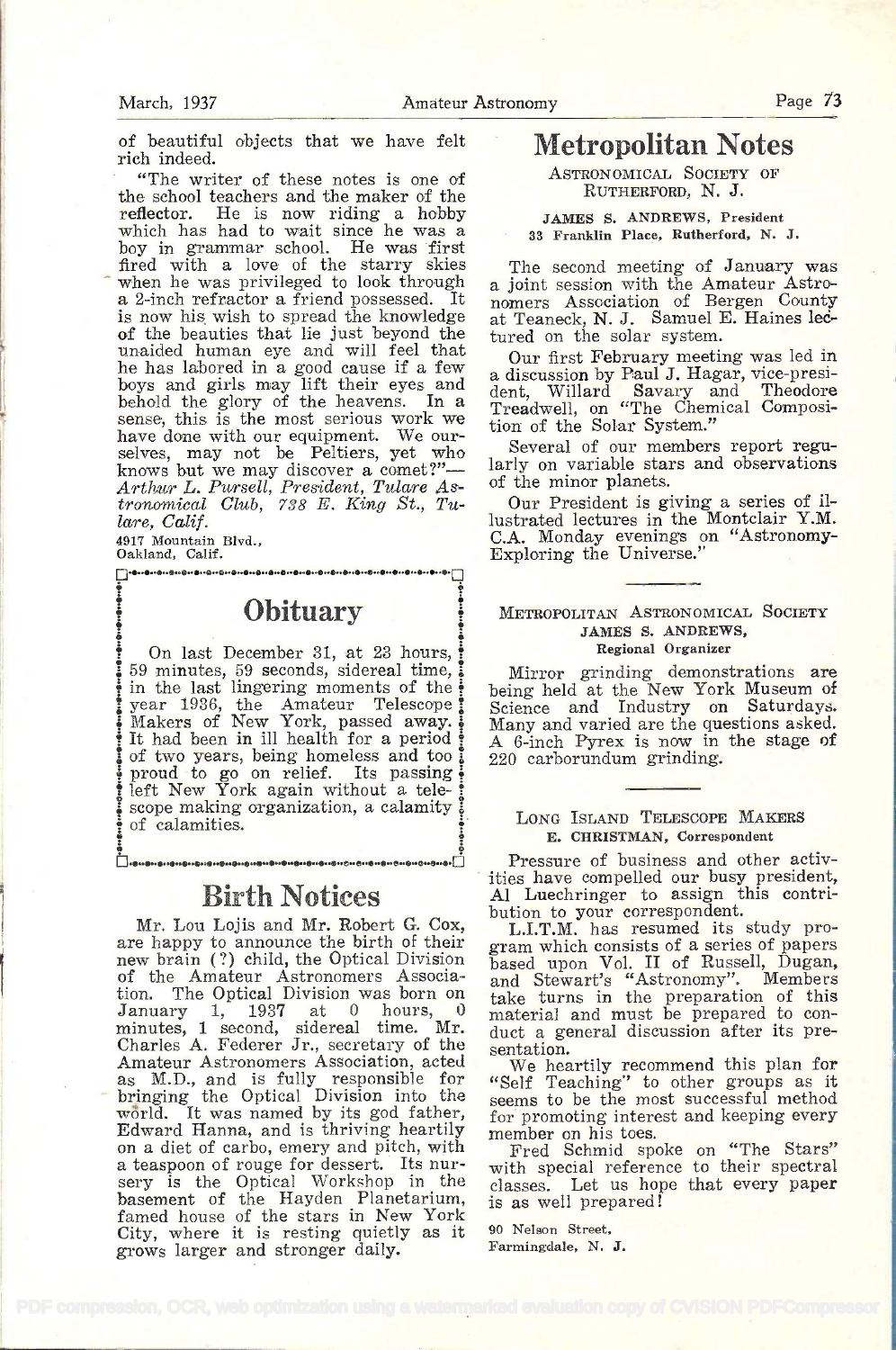of beautiful objects that we have felt rich indeed.

"The writer of these notes is one of the school teachers and the maker of the reflector. He is now riding a hobby which has had to wait since he was a boy in grammar school. He was first fired with a love of the starry skies when he was privileged to look through a 2-inch refractor a friend possessed. It is now his wish to spread the knowledge of the beauties that lie just beyond the unaided human eye and will feel that he has labored in a good cause if a few boys and girls may lift their eyes and behold the glory of the heavens. In a sense, this is the most serious work we have done with our equipment. We ourselves, may not be Peltiers, yet who knows but we may discover a comet?"—*Arthur L. Pursell, President, Tulare Astronomical Club, 738 E. King St., Tulare, Calif.*

4917 Mountain Blvd.,
Oakland, Calif.

## Obituary

On last December 31, at 23 hours, 59 minutes, 59 seconds, sidereal time, in the last lingering moments of the year 1936, the Amateur Telescope Makers of New York, passed away. It had been in ill health for a period of two years, being homeless and too proud to go on relief. Its passing left New York again without a telescope making organization, a calamity of calamities.

## Birth Notices

Mr. Lou Lojis and Mr. Robert G. Cox, are happy to announce the birth of their new brain (?) child, the Optical Division of the Amateur Astronomers Association. The Optical Division was born on January 1, 1937 at 0 hours, 0 minutes, 1 second, sidereal time. Mr. Charles A. Federer Jr., secretary of the Amateur Astronomers Association, acted as M.D., and is fully responsible for bringing the Optical Division into the world. It was named by its god father, Edward Hanna, and is thriving heartily on a diet of carbo, emery and pitch, with a teaspoon of rouge for dessert. Its nursery is the Optical Workshop in the basement of the Hayden Planetarium, famed house of the stars in New York City, where it is resting quietly as it grows larger and stronger daily.

## Metropolitan Notes

ASTRONOMICAL SOCIETY OF RUTHERFORD, N. J.

JAMES S. ANDREWS, President
33 Franklin Place, Rutherford, N. J.

The second meeting of January was a joint session with the Amateur Astronomers Association of Bergen County at Teaneck, N. J. Samuel E. Haines lectured on the solar system.

Our first February meeting was led in a discussion by Paul J. Hagar, vice-president, Willard Savary and Theodore Treadwell, on "The Chemical Composition of the Solar System."

Several of our members report regularly on variable stars and observations of the minor planets.

Our President is giving a series of illustrated lectures in the Montclair Y.M. C.A. Monday evenings on "Astronomy-Exploring the Universe."

METROPOLITAN ASTRONOMICAL SOCIETY
JAMES S. ANDREWS,
Regional Organizer

Mirror grinding demonstrations are being held at the New York Museum of Science and Industry on Saturdays. Many and varied are the questions asked. A 6-inch Pyrex is now in the stage of 220 carborundum grinding.

LONG ISLAND TELESCOPE MAKERS
E. CHRISTMAN, Correspondent

Pressure of business and other activities have compelled our busy president, Al Luechringer to assign this contribution to your correspondent.

L.I.T.M. has resumed its study program which consists of a series of papers based upon Vol. II of Russell, Dugan, and Stewart's "Astronomy". Members take turns in the preparation of this material and must be prepared to conduct a general discussion after its presentation.

We heartily recommend this plan for "Self Teaching" to other groups as it seems to be the most successful method for promoting interest and keeping every member on his toes.

Fred Schmid spoke on "The Stars" with special reference to their spectral classes. Let us hope that every paper is as well prepared!

90 Nelson Street,
Farmingdale, N. J.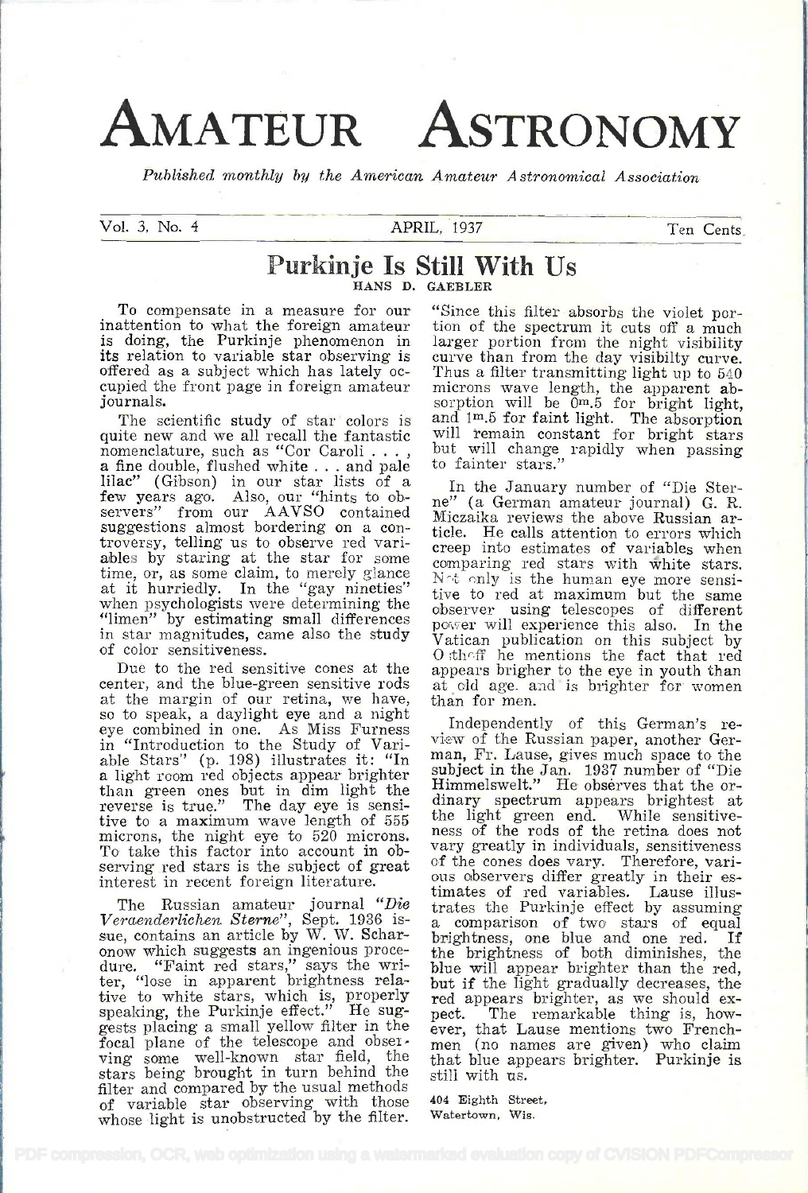# AMATEUR ASTRONOMY

*Published monthly by the American Amateur Astronomical Association*

Vol. 3, No. 4 — APRIL, 1937 — Ten Cents

## Purkinje Is Still With Us

HANS D. GAEBLER

To compensate in a measure for our inattention to what the foreign amateur is doing, the Purkinje phenomenon in its relation to variable star observing is offered as a subject which has lately occupied the front page in foreign amateur journals.

The scientific study of star colors is quite new and we all recall the fantastic nomenclature, such as "Cor Caroli . . . , a fine double, flushed white . . . and pale lilac" (Gibson) in our star lists of a few years ago. Also, our "hints to observers" from our AAVSO contained suggestions almost bordering on a controversy, telling us to observe red variables by staring at the star for some time, or, as some claim, to merely glance at it hurriedly. In the "gay nineties" when psychologists were determining the "limen" by estimating small differences in star magnitudes, came also the study of color sensitiveness.

Due to the red sensitive cones at the center, and the blue-green sensitive rods at the margin of our retina, we have, so to speak, a daylight eye and a night eye combined in one. As Miss Furness in "Introduction to the Study of Variable Stars" (p. 198) illustrates it: "In a light room red objects appear brighter than green ones but in dim light the reverse is true." The day eye is sensitive to a maximum wave length of 555 microns, the night eye to 520 microns. To take this factor into account in observing red stars is the subject of great interest in recent foreign literature.

The Russian amateur journal "*Die Veraenderlichen Sterne*", Sept. 1936 issue, contains an article by W. W. Scharonow which suggests an ingenious procedure. "Faint red stars," says the writer, "lose in apparent brightness relative to white stars, which is, properly speaking, the Purkinje effect." He suggests placing a small yellow filter in the focal plane of the telescope and observing some well-known star field, the stars being brought in turn behind the filter and compared by the usual methods of variable star observing with those whose light is unobstructed by the filter. "Since this filter absorbs the violet portion of the spectrum it cuts off a much larger portion from the night visibility curve than from the day visibilty curve. Thus a filter transmitting light up to 540 microns wave length, the apparent absorption will be $0^m.5$ for bright light, and $1^m.5$ for faint light. The absorption will remain constant for bright stars but will change rapidly when passing to fainter stars."

In the January number of "Die Sterne" (a German amateur journal) G. R. Miczaika reviews the above Russian article. He calls attention to errors which creep into estimates of variables when comparing red stars with white stars. Not only is the human eye more sensitive to red at maximum but the same observer using telescopes of different power will experience this also. In the Vatican publication on this subject by Oethoff he mentions the fact that red appears brigher to the eye in youth than at old age and is brighter for women than for men.

Independently of this German's review of the Russian paper, another German, Fr. Lause, gives much space to the subject in the Jan. 1937 number of "Die Himmelswelt." He observes that the ordinary spectrum appears brightest at the light green end. While sensitiveness of the rods of the retina does not vary greatly in individuals, sensitiveness of the cones does vary. Therefore, various observers differ greatly in their estimates of red variables. Lause illustrates the Purkinje effect by assuming a comparison of two stars of equal brightness, one blue and one red. If the brightness of both diminishes, the blue will appear brighter than the red, but if the light gradually decreases, the red appears brighter, as we should expect. The remarkable thing is, however, that Lause mentions two Frenchmen (no names are given) who claim that blue appears brighter. Purkinje is still with us.

404 Eighth Street,
Watertown, Wis.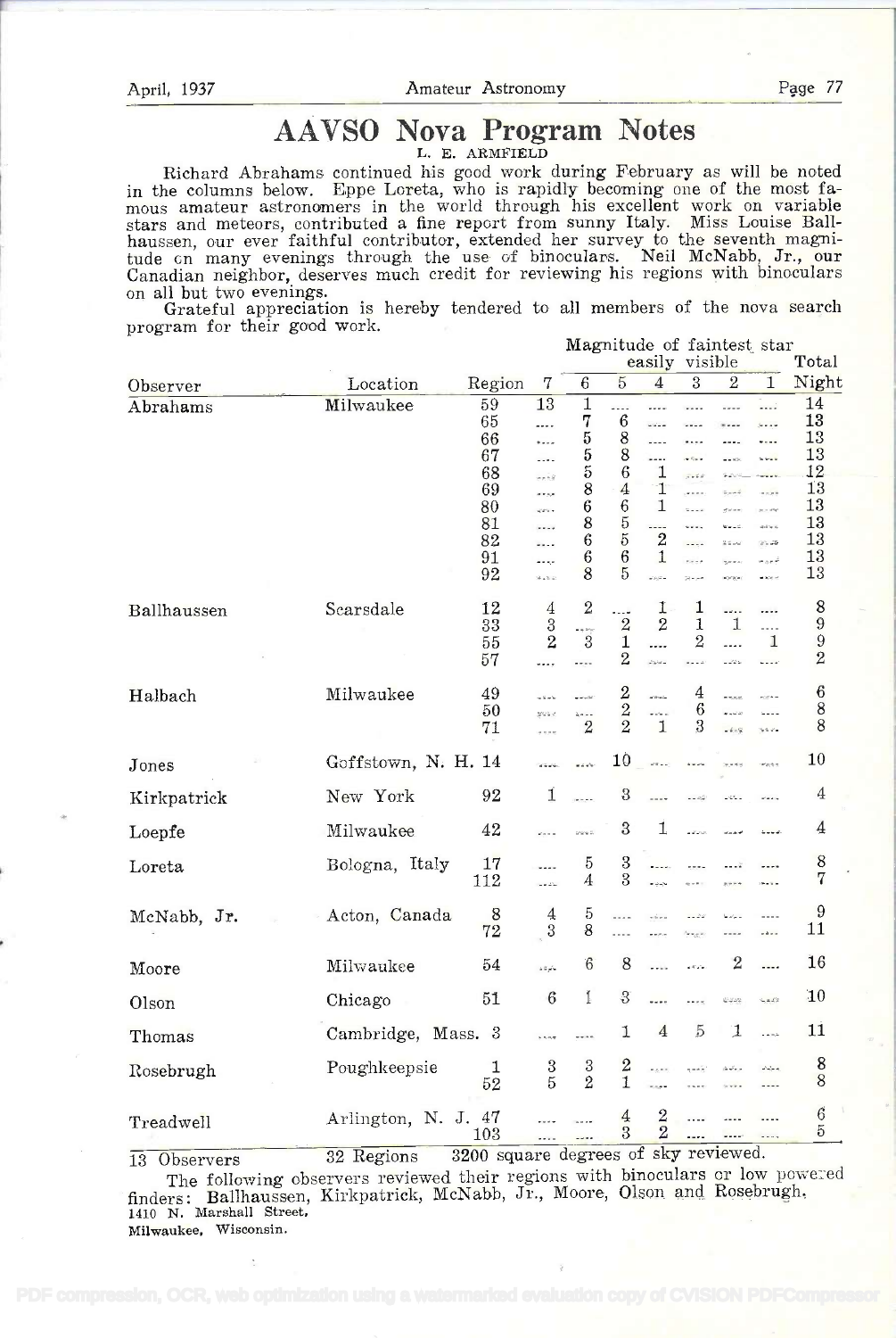# AAVSO Nova Program Notes

L. E. ARMFIELD

Richard Abrahams continued his good work during February as will be noted in the columns below. Eppe Loreta, who is rapidly becoming one of the most famous amateur astronomers in the world through his excellent work on variable stars and meteors, contributed a fine report from sunny Italy. Miss Louise Ballhaussen, our ever faithful contributor, extended her survey to the seventh magnitude on many evenings through the use of binoculars. Neil McNabb, Jr., our Canadian neighbor, deserves much credit for reviewing his regions with binoculars on all but two evenings.

Grateful appreciation is hereby tendered to all members of the nova search program for their good work.

| Observer | Location | Region | Magnitude of faintest star easily visible | | | | | | | Total |
|---|---|---|---|---|---|---|---|---|---|---|
| | | | 7 | 6 | 5 | 4 | 3 | 2 | 1 | Night |
| Abrahams | Milwaukee | 59 | 13 | 1 | .... | .... | .... | .... | .... | 14 |
| | | 65 | .... | 7 | 6 | .... | .... | .... | .... | 13 |
| | | 66 | .... | 5 | 8 | .... | .... | .... | .... | 13 |
| | | 67 | .... | 5 | 8 | .... | .... | .... | .... | 13 |
| | | 68 | .... | 5 | 6 | 1 | .... | .... | .... | 12 |
| | | 69 | .... | 8 | 4 | 1 | .... | .... | .... | 13 |
| | | 80 | .... | 6 | 6 | 1 | .... | .... | .... | 13 |
| | | 81 | .... | 8 | 5 | .... | .... | .... | .... | 13 |
| | | 82 | .... | 6 | 5 | 2 | .... | .... | .... | 13 |
| | | 91 | .... | 6 | 6 | 1 | .... | .... | .... | 13 |
| | | 92 | .... | 8 | 5 | .... | .... | .... | .... | 13 |
| Ballhaussen | Scarsdale | 12 | 4 | 2 | .... | 1 | 1 | .... | .... | 8 |
| | | 33 | 3 | .... | 2 | 2 | 1 | 1 | .... | 9 |
| | | 55 | 2 | 3 | 1 | .... | 2 | .... | 1 | 9 |
| | | 57 | .... | .... | 2 | .... | .... | .... | .... | 2 |
| Halbach | Milwaukee | 49 | .... | .... | 2 | .... | 4 | .... | .... | 6 |
| | | 50 | .... | .... | 2 | .... | 6 | .... | .... | 8 |
| | | 71 | .... | 2 | 2 | 1 | 3 | .... | .... | 8 |
| Jones | Goffstown, N. H. | 14 | .... | .... | 10 | .... | .... | .... | .... | 10 |
| Kirkpatrick | New York | 92 | 1 | .... | 3 | .... | .... | .... | .... | 4 |
| Loepfe | Milwaukee | 42 | .... | .... | 3 | 1 | .... | .... | .... | 4 |
| Loreta | Bologna, Italy | 17 | .... | 5 | 3 | .... | .... | .... | .... | 8 |
| | | 112 | .... | 4 | 3 | .... | .... | .... | .... | 7 |
| McNabb, Jr. | Acton, Canada | 8 | 4 | 5 | .... | .... | .... | .... | .... | 9 |
| | | 72 | 3 | 8 | .... | .... | .... | .... | .... | 11 |
| Moore | Milwaukee | 54 | .... | 6 | 8 | .... | .... | 2 | .... | 16 |
| Olson | Chicago | 51 | 6 | 1 | 3 | .... | .... | .... | .... | 10 |
| Thomas | Cambridge, Mass. | 3 | .... | .... | 1 | 4 | 5 | 1 | .... | 11 |
| Rosebrugh | Poughkeepsie | 1 | 3 | 3 | 2 | .... | .... | .... | .... | 8 |
| | | 52 | 5 | 2 | 1 | .... | .... | .... | .... | 8 |
| Treadwell | Arlington, N. J. | 47 | .... | .... | 4 | 2 | .... | .... | .... | 6 |
| | | 103 | .... | .... | 3 | 2 | .... | .... | .... | 5 |
| 13 Observers | 32 Regions | 3200 square degrees of sky reviewed. | | | | | | | | |

The following observers reviewed their regions with binoculars or low powered finders: Ballhaussen, Kirkpatrick, McNabb, Jr., Moore, Olson and Rosebrugh.

1410 N. Marshall Street,
Milwaukee, Wisconsin.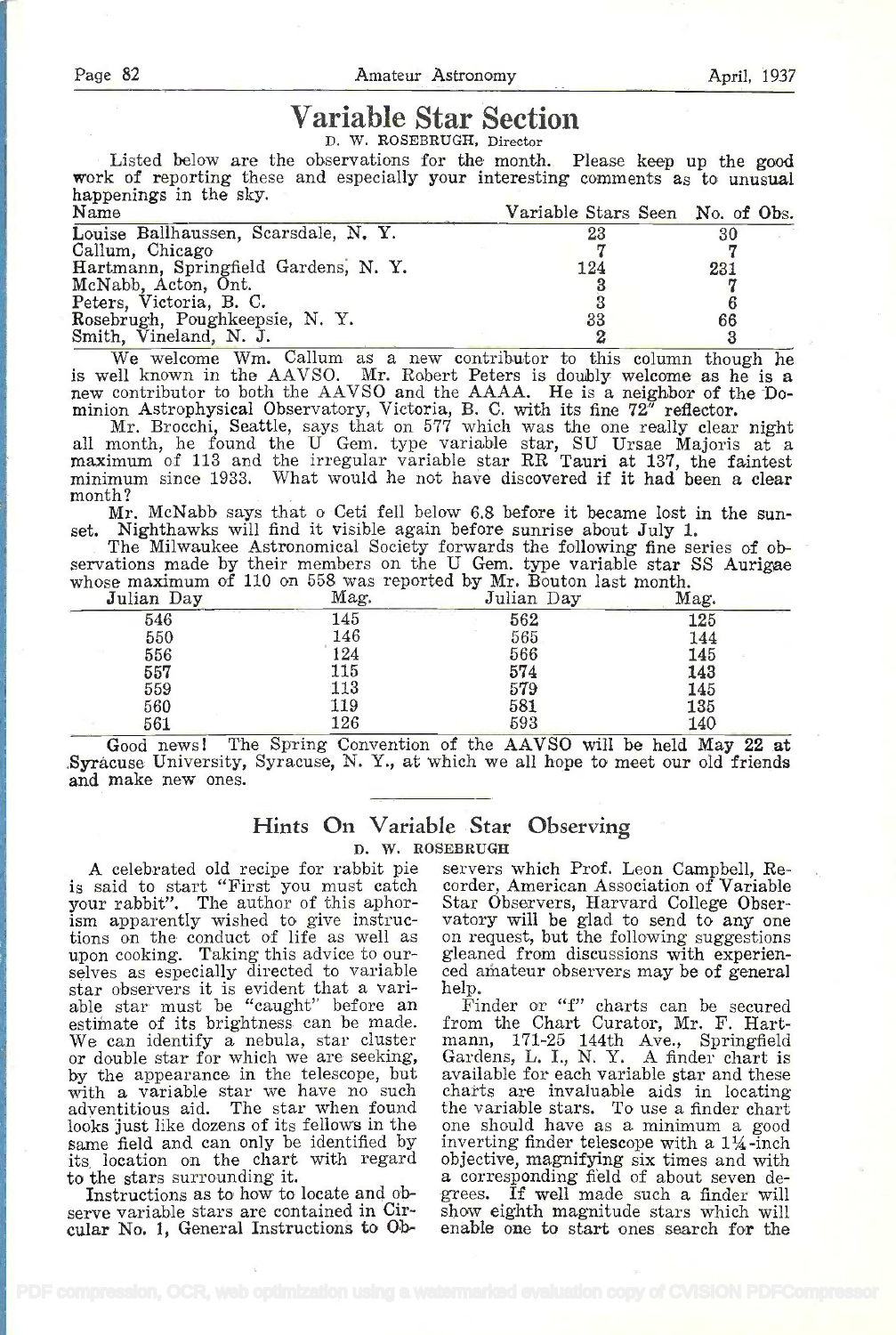# Variable Star Section

D. W. ROSEBRUGH, Director

Listed below are the observations for the month. Please keep up the good work of reporting these and especially your interesting comments as to unusual happenings in the sky.

| Name | Variable Stars Seen | No. of Obs. |
|---|---|---|
| Louise Ballhaussen, Scarsdale, N. Y. | 23 | 30 |
| Callum, Chicago | 7 | 7 |
| Hartmann, Springfield Gardens, N. Y. | 124 | 231 |
| McNabb, Acton, Ont. | 3 | 7 |
| Peters, Victoria, B. C. | 3 | 6 |
| Rosebrugh, Poughkeepsie, N. Y. | 33 | 66 |
| Smith, Vineland, N. J. | 2 | 3 |

We welcome Wm. Callum as a new contributor to this column though he is well known in the AAVSO. Mr. Robert Peters is doubly welcome as he is a new contributor to both the AAVSO and the AAAA. He is a neighbor of the Dominion Astrophysical Observatory, Victoria, B. C. with its fine 72" reflector.

Mr. Brocchi, Seattle, says that on 577 which was the one really clear night all month, he found the U Gem. type variable star, SU Ursae Majoris at a maximum of 113 and the irregular variable star RR Tauri at 137, the faintest minimum since 1933. What would he not have discovered if it had been a clear month?

Mr. McNabb says that o Ceti fell below 6.8 before it became lost in the sunset. Nighthawks will find it visible again before sunrise about July 1.

The Milwaukee Astronomical Society forwards the following fine series of observations made by their members on the U Gem. type variable star SS Aurigae whose maximum of 110 on 558 was reported by Mr. Bouton last month.

| Julian Day | Mag. | Julian Day | Mag. |
|---|---|---|---|
| 546 | 145 | 562 | 125 |
| 550 | 146 | 565 | 144 |
| 556 | 124 | 566 | 145 |
| 557 | 115 | 574 | 143 |
| 559 | 113 | 579 | 145 |
| 560 | 119 | 581 | 135 |
| 561 | 126 | 593 | 140 |

Good news! The Spring Convention of the AAVSO will be held May 22 at Syracuse University, Syracuse, N. Y., at which we all hope to meet our old friends and make new ones.

## Hints On Variable Star Observing

D. W. ROSEBRUGH

A celebrated old recipe for rabbit pie is said to start "First you must catch your rabbit". The author of this aphorism apparently wished to give instructions on the conduct of life as well as upon cooking. Taking this advice to ourselves as especially directed to variable star observers it is evident that a variable star must be "caught" before an estimate of its brightness can be made. We can identify a nebula, star cluster or double star for which we are seeking, by the appearance in the telescope, but with a variable star we have no such adventitious aid. The star when found looks just like dozens of its fellows in the same field and can only be identified by its location on the chart with regard to the stars surrounding it.

Instructions as to how to locate and observe variable stars are contained in Circular No. 1, General Instructions to Observers which Prof. Leon Campbell, Recorder, American Association of Variable Star Observers, Harvard College Observatory will be glad to send to any one on request, but the following suggestions gleaned from discussions with experienced amateur observers may be of general help.

Finder or "f" charts can be secured from the Chart Curator, Mr. F. Hartmann, 171-25 144th Ave., Springfield Gardens, L. I., N. Y. A finder chart is available for each variable star and these charts are invaluable aids in locating the variable stars. To use a finder chart one should have as a minimum a good inverting finder telescope with a 1¼-inch objective, magnifying six times and with a corresponding field of about seven degrees. If well made such a finder will show eighth magnitude stars which will enable one to start ones search for the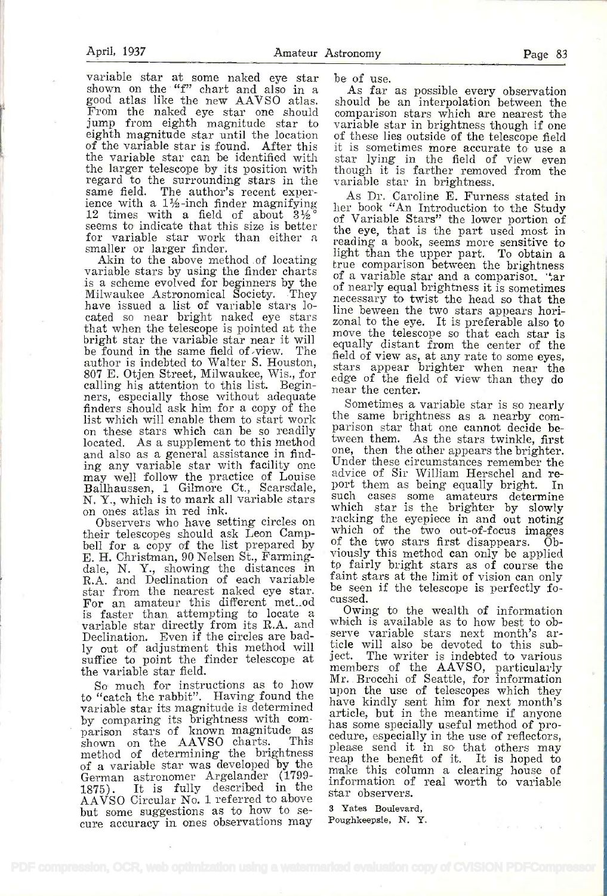variable star at some naked eye star shown on the "f" chart and also in a good atlas like the new AAVSO atlas. From the naked eye star one should jump from eighth magnitude star to eighth magnitude star until the location of the variable star is found. After this the variable star can be identified with the larger telescope by its position with regard to the surrounding stars in the same field. The author's recent experience with a 1½-inch finder magnifying 12 times with a field of about 3½° seems to indicate that this size is better for variable star work than either a smaller or larger finder.

Akin to the above method of locating variable stars by using the finder charts is a scheme evolved for beginners by the Milwaukee Astronomical Society. They have issued a list of variable stars located so near bright naked eye stars that when the telescope is pointed at the bright star the variable star near it will be found in the same field of view. The author is indebted to Walter S. Houston, 807 E. Otjen Street, Milwaukee, Wis., for calling his attention to this list. Beginners, especially those without adequate finders should ask him for a copy of the list which will enable them to start work on these stars which can be so readily located. As a supplement to this method and also as a general assistance in finding any variable star with facility one may well follow the practice of Louise Ballhaussen, 1 Gilmore Ct., Scarsdale, N. Y., which is to mark all variable stars on ones atlas in red ink.

Observers who have setting circles on their telescopes should ask Leon Campbell for a copy of the list prepared by E. H. Christman, 90 Nelsen St., Farmingdale, N. Y., showing the distances in R.A. and Declination of each variable star from the nearest naked eye star. For an amateur this different method is faster than attempting to locate a variable star directly from its R.A. and Declination. Even if the circles are badly out of adjustment this method will suffice to point the finder telescope at the variable star field.

So much for instructions as to how to "catch the rabbit". Having found the variable star its magnitude is determined by comparing its brightness with comparison stars of known magnitude as shown on the AAVSO charts. This method of determining the brightness of a variable star was developed by the German astronomer Argelander (1799-1875). It is fully described in the AAVSO Circular No. 1 referred to above but some suggestions as to how to secure accuracy in ones observations may be of use.

As far as possible every observation should be an interpolation between the comparison stars which are nearest the variable star in brightness though if one of these lies outside of the telescope field it is sometimes more accurate to use a star lying in the field of view even though it is farther removed from the variable star in brightness.

As Dr. Caroline E. Furness stated in her book "An Introduction to the Study of Variable Stars" the lower portion of the eye, that is the part used most in reading a book, seems more sensitive to light than the upper part. To obtain a true comparison between the brightness of a variable star and a comparison star of nearly equal brightness it is sometimes necessary to twist the head so that the line beween the two stars appears horizontal to the eye. It is preferable also to move the telescope so that each star is equally distant from the center of the field of view as, at any rate to some eyes, stars appear brighter when near the edge of the field of view than they do near the center.

Sometimes a variable star is so nearly the same brightness as a nearby comparison star that one cannot decide between them. As the stars twinkle, first one, then the other appears the brighter. Under these circumstances remember the advice of Sir William Herschel and report them as being equally bright. In such cases some amateurs determine which star is the brighter by slowly racking the eyepiece in and out noting which of the two out-of-focus images of the two stars first disappears. Obviously this method can only be applied to fairly bright stars as of course the faint stars at the limit of vision can only be seen if the telescope is perfectly focussed.

Owing to the wealth of information which is available as to how best to observe variable stars next month's article will also be devoted to this subject. The writer is indebted to various members of the AAVSO, particularly Mr. Brocchi of Seattle, for information upon the use of telescopes which they have kindly sent him for next month's article, but in the meantime if anyone has some specially useful method of procedure, especially in the use of reflectors, please send it in so that others may reap the benefit of it. It is hoped to make this column a clearing house of information of real worth to variable star observers.

3 Yates Boulevard,
Poughkeepsie, N. Y.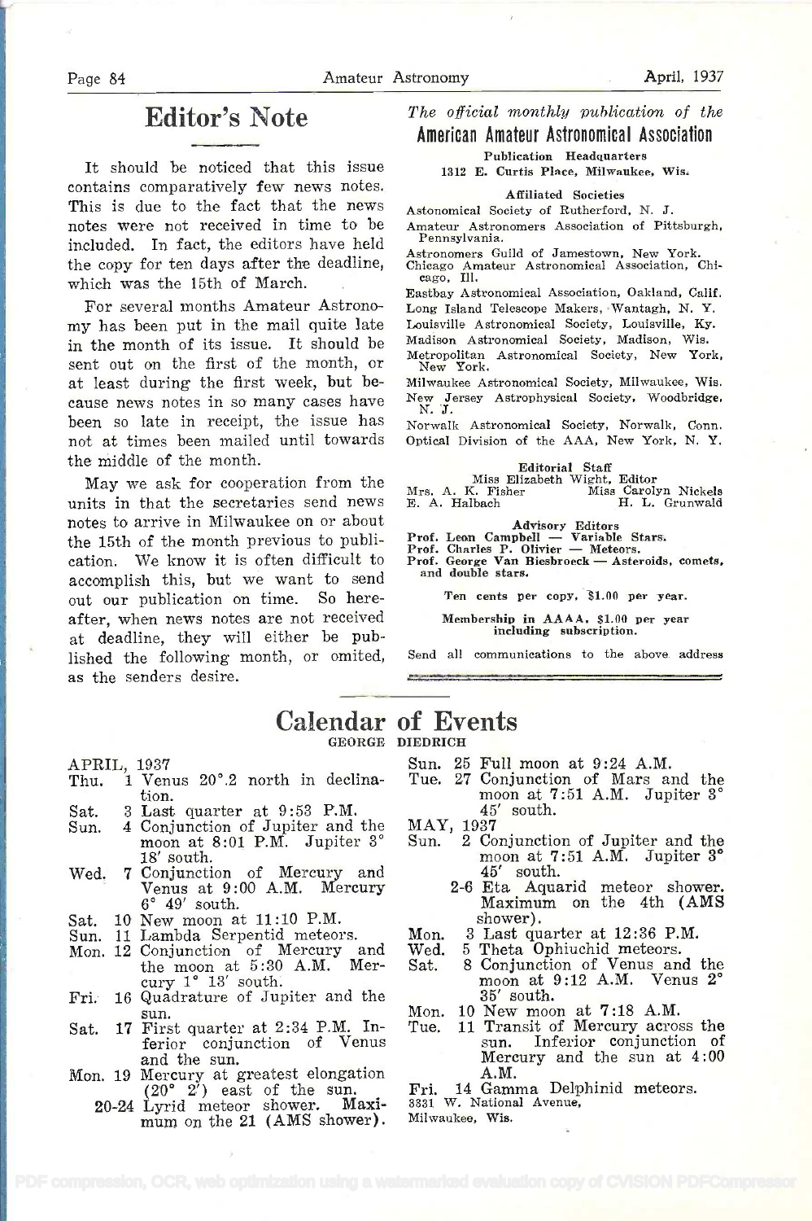## Editor's Note

It should be noticed that this issue contains comparatively few news notes. This is due to the fact that the news notes were not received in time to be included. In fact, the editors have held the copy for ten days after the deadline, which was the 15th of March.

For several months Amateur Astronomy has been put in the mail quite late in the month of its issue. It should be sent out on the first of the month, or at least during the first week, but because news notes in so many cases have been so late in receipt, the issue has not at times been mailed until towards the middle of the month.

May we ask for cooperation from the units in that the secretaries send news notes to arrive in Milwaukee on or about the 15th of the month previous to publication. We know it is often difficult to accomplish this, but we want to send out our publication on time. So hereafter, when news notes are not received at deadline, they will either be published the following month, or omited, as the senders desire.

*The official monthly publication of the*

**American Amateur Astronomical Association**

Publication Headquarters
1312 E. Curtis Place, Milwaukee, Wis.

**Affiliated Societies**

Astonomical Society of Rutherford, N. J.
Amateur Astronomers Association of Pittsburgh, Pennsylvania.
Astronomers Guild of Jamestown, New York.
Chicago Amateur Astronomical Association, Chicago, Ill.
Eastbay Astronomical Association, Oakland, Calif.
Long Island Telescope Makers, Wantagh, N. Y.
Louisville Astronomical Society, Louisville, Ky.
Madison Astronomical Society, Madison, Wis.
Metropolitan Astronomical Society, New York, New York.
Milwaukee Astronomical Society, Milwaukee, Wis.
New Jersey Astrophysical Society, Woodbridge, N. J.
Norwalk Astronomical Society, Norwalk, Conn.
Optical Division of the AAA, New York, N. Y.

**Editorial Staff**

Miss Elizabeth Wight, Editor
Mrs. A. K. Fisher — Miss Carolyn Nickels
E. A. Halbach — H. L. Grunwald

**Advisory Editors**

Prof. Leon Campbell — Variable Stars.
Prof. Charles P. Olivier — Meteors.
Prof. George Van Biesbroeck — Asteroids, comets, and double stars.

Ten cents per copy, $1.00 per year.

Membership in AAAA, $1.00 per year including subscription.

Send all communications to the above address

## Calendar of Events

GEORGE DIEDRICH

APRIL, 1937

- Thu. 1 Venus 20°.2 north in declination.
- Sat. 3 Last quarter at 9:53 P.M.
- Sun. 4 Conjunction of Jupiter and the moon at 8:01 P.M. Jupiter 3° 18′ south.
- Wed. 7 Conjunction of Mercury and Venus at 9:00 A.M. Mercury 6° 49′ south.
- Sat. 10 New moon at 11:10 P.M.
- Sun. 11 Lambda Serpentid meteors.
- Mon. 12 Conjunction of Mercury and the moon at 5:30 A.M. Mercury 1° 13′ south.
- Fri. 16 Quadrature of Jupiter and the sun.
- Sat. 17 First quarter at 2:34 P.M. Inferior conjunction of Venus and the sun.
- Mon. 19 Mercury at greatest elongation (20° 2′) east of the sun.
- 20-24 Lyrid meteor shower. Maximum on the 21 (AMS shower).
- Sun. 25 Full moon at 9:24 A.M.
- Tue. 27 Conjunction of Mars and the moon at 7:51 A.M. Jupiter 3° 45′ south.

MAY, 1937

- Sun. 2 Conjunction of Jupiter and the moon at 7:51 A.M. Jupiter 3° 45′ south.
- 2-6 Eta Aquarid meteor shower. Maximum on the 4th (AMS shower).
- Mon. 3 Last quarter at 12:36 P.M.
- Wed. 5 Theta Ophiuchid meteors.
- Sat. 8 Conjunction of Venus and the moon at 9:12 A.M. Venus 2° 35′ south.
- Mon. 10 New moon at 7:18 A.M.
- Tue. 11 Transit of Mercury across the sun. Inferior conjunction of Mercury and the sun at 4:00 A.M.
- Fri. 14 Gamma Delphinid meteors.

3331 W. National Avenue,
Milwaukee, Wis.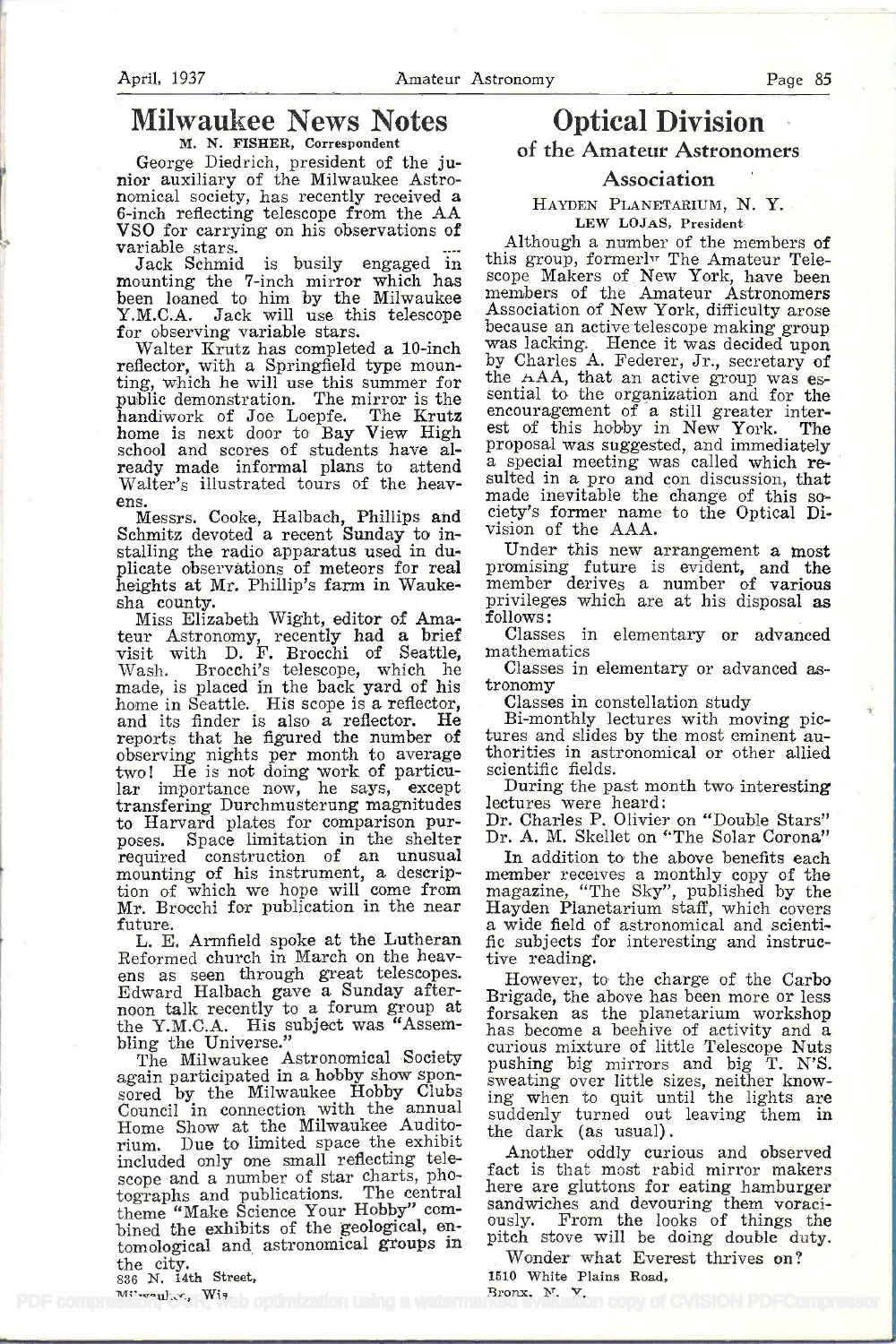# Milwaukee News Notes

M. N. FISHER, Correspondent

George Diedrich, president of the junior auxiliary of the Milwaukee Astronomical society, has recently received a 6-inch reflecting telescope from the AA VSO for carrying on his observations of variable stars.

Jack Schmid is busily engaged in mounting the 7-inch mirror which has been loaned to him by the Milwaukee Y.M.C.A. Jack will use this telescope for observing variable stars.

Walter Krutz has completed a 10-inch reflector, with a Springfield type mounting, which he will use this summer for public demonstration. The mirror is the handiwork of Joe Loepfe. The Krutz home is next door to Bay View High school and scores of students have already made informal plans to attend Walter's illustrated tours of the heavens.

Messrs. Cooke, Halbach, Phillips and Schmitz devoted a recent Sunday to installing the radio apparatus used in duplicate observations of meteors for real heights at Mr. Phillip's farm in Waukesha county.

Miss Elizabeth Wight, editor of Amateur Astronomy, recently had a brief visit with D. F. Brocchi of Seattle, Wash. Brocchi's telescope, which he made, is placed in the back yard of his home in Seattle. His scope is a reflector, and its finder is also a reflector. He reports that he figured the number of observing nights per month to average two! He is not doing work of particular importance now, he says, except transfering Durchmusterung magnitudes to Harvard plates for comparison purposes. Space limitation in the shelter required construction of an unusual mounting of his instrument, a description of which we hope will come from Mr. Brocchi for publication in the near future.

L. E. Armfield spoke at the Lutheran Reformed church in March on the heavens as seen through great telescopes. Edward Halbach gave a Sunday afternoon talk recently to a forum group at the Y.M.C.A. His subject was "Assembling the Universe."

The Milwaukee Astronomical Society again participated in a hobby show sponsored by the Milwaukee Hobby Clubs Council in connection with the annual Home Show at the Milwaukee Auditorium. Due to limited space the exhibit included only one small reflecting telescope and a number of star charts, photographs and publications. The central theme "Make Science Your Hobby" combined the exhibits of the geological, entomological and astronomical groups in the city.

836 N. 14th Street,
Milwaukee, Wis.

# Optical Division

## of the Amateur Astronomers Association

HAYDEN PLANETARIUM, N. Y.
LEW LOJAS, President

Although a number of the members of this group, formerly The Amateur Telescope Makers of New York, have been members of the Amateur Astronomers Association of New York, difficulty arose because an active telescope making group was lacking. Hence it was decided upon by Charles A. Federer, Jr., secretary of the AAA, that an active group was essential to the organization and for the encouragement of a still greater interest of this hobby in New York. The proposal was suggested, and immediately a special meeting was called which resulted in a pro and con discussion, that made inevitable the change of this society's former name to the Optical Division of the AAA.

Under this new arrangement a most promising future is evident, and the member derives a number of various privileges which are at his disposal as follows:

Classes in elementary or advanced mathematics

Classes in elementary or advanced astronomy

Classes in constellation study

Bi-monthly lectures with moving pictures and slides by the most eminent authorities in astronomical or other allied scientific fields.

During the past month two interesting lectures were heard:

Dr. Charles P. Olivier on "Double Stars"
Dr. A. M. Skellet on "The Solar Corona"

In addition to the above benefits each member receives a monthly copy of the magazine, "The Sky", published by the Hayden Planetarium staff, which covers a wide field of astronomical and scientific subjects for interesting and instructive reading.

However, to the charge of the Carbo Brigade, the above has been more or less forsaken as the planetarium workshop has become a beehive of activity and a curious mixture of little Telescope Nuts pushing big mirrors and big T. N'S. sweating over little sizes, neither knowing when to quit until the lights are suddenly turned out leaving them in the dark (as usual).

Another oddly curious and observed fact is that most rabid mirror makers here are gluttons for eating hamburger sandwiches and devouring them voraciously. From the looks of things the pitch stove will be doing double duty.

Wonder what Everest thrives on?

1510 White Plains Road,
Bronx, N. Y.